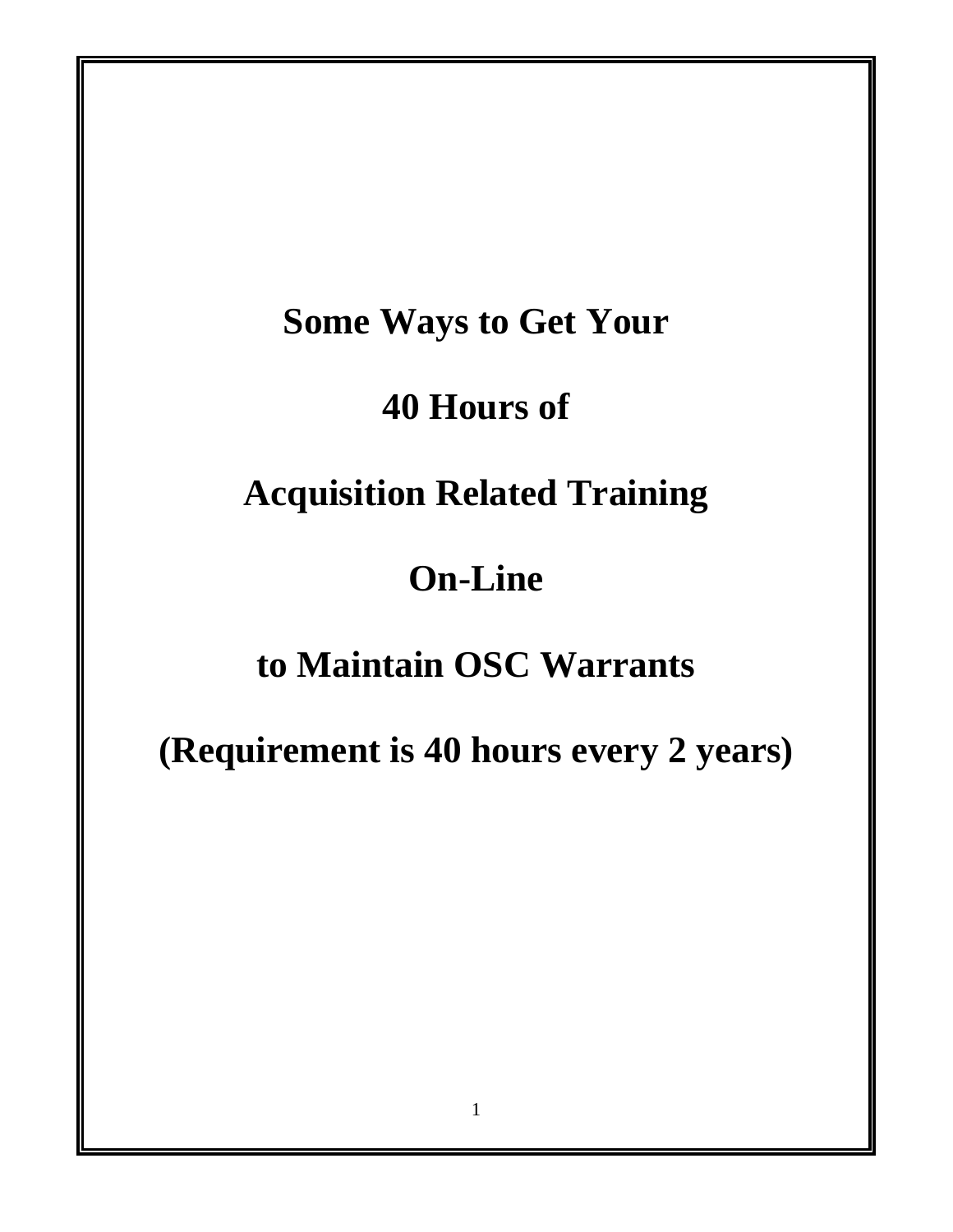# Some Ways to Get Your

# 40 Hours of

# Acquisition Related Training

# On-Line

# to Maintain OSC Warrants

# (Requirement is 40 hours every 2 years)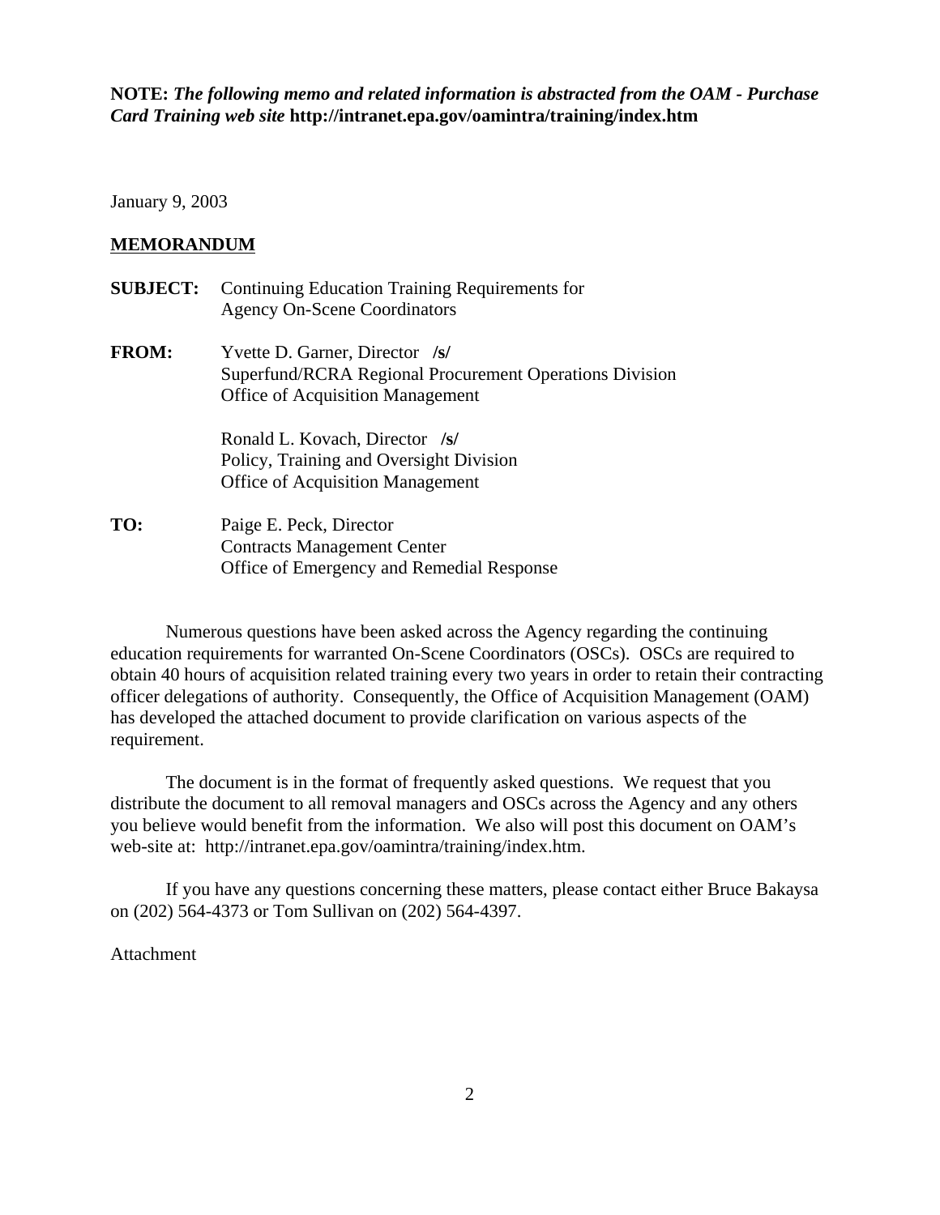**NOTE:** ***The following memo and related information is abstracted from the OAM - Purchase Card Training web site*** **http://intranet.epa.gov/oamintra/training/index.htm**

January 9, 2003

**MEMORANDUM**

**SUBJECT:** Continuing Education Training Requirements for Agency On-Scene Coordinators

**FROM:** Yvette D. Garner, Director **/s/**
Superfund/RCRA Regional Procurement Operations Division
Office of Acquisition Management

Ronald L. Kovach, Director **/s/**
Policy, Training and Oversight Division
Office of Acquisition Management

**TO:** Paige E. Peck, Director
Contracts Management Center
Office of Emergency and Remedial Response

Numerous questions have been asked across the Agency regarding the continuing education requirements for warranted On-Scene Coordinators (OSCs). OSCs are required to obtain 40 hours of acquisition related training every two years in order to retain their contracting officer delegations of authority. Consequently, the Office of Acquisition Management (OAM) has developed the attached document to provide clarification on various aspects of the requirement.

The document is in the format of frequently asked questions. We request that you distribute the document to all removal managers and OSCs across the Agency and any others you believe would benefit from the information. We also will post this document on OAM's web-site at: http://intranet.epa.gov/oamintra/training/index.htm.

If you have any questions concerning these matters, please contact either Bruce Bakaysa on (202) 564-4373 or Tom Sullivan on (202) 564-4397.

Attachment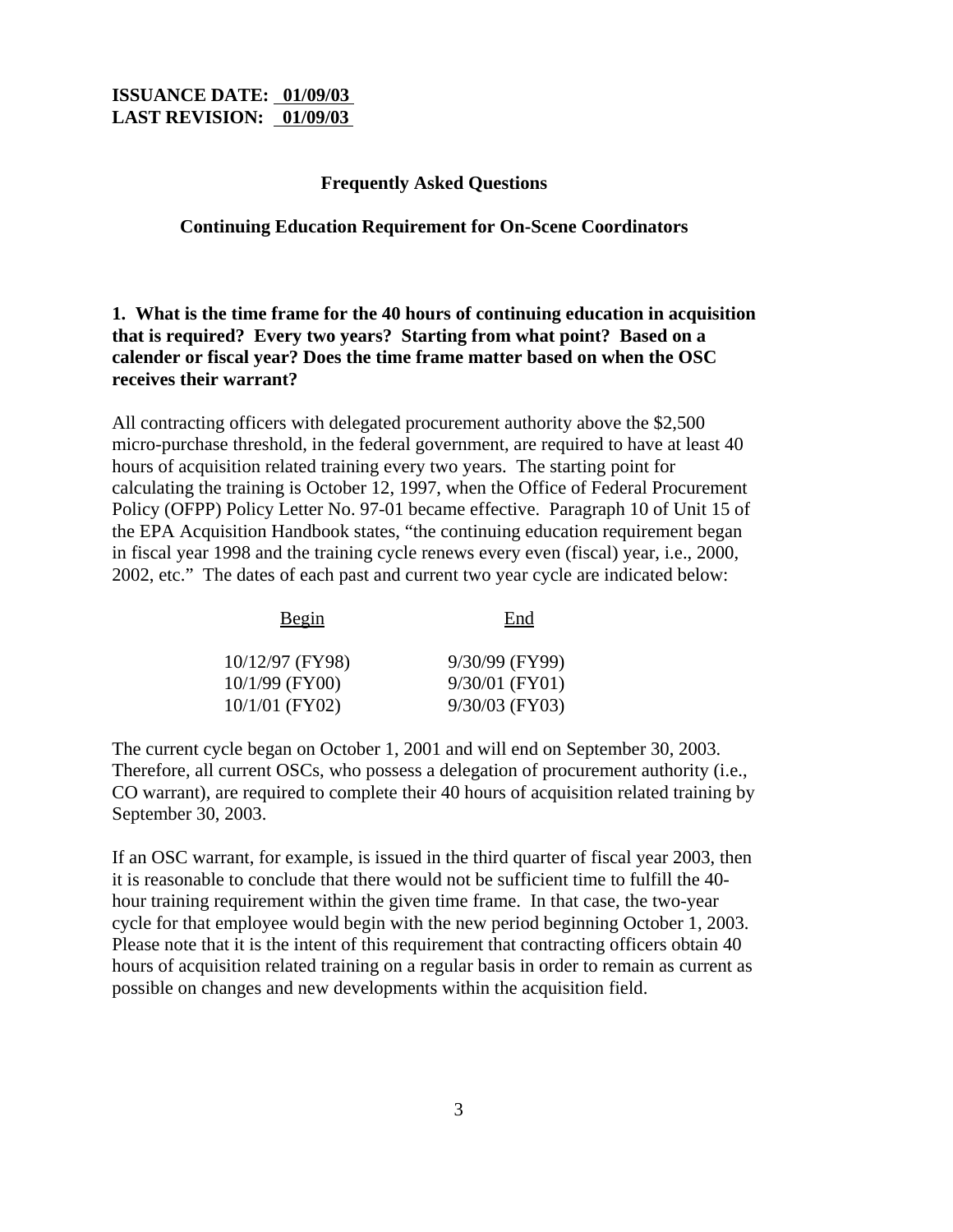**ISSUANCE DATE: 01/09/03**
**LAST REVISION: 01/09/03**

## Frequently Asked Questions

### Continuing Education Requirement for On-Scene Coordinators

**1. What is the time frame for the 40 hours of continuing education in acquisition that is required? Every two years? Starting from what point? Based on a calender or fiscal year? Does the time frame matter based on when the OSC receives their warrant?**

All contracting officers with delegated procurement authority above the $2,500 micro-purchase threshold, in the federal government, are required to have at least 40 hours of acquisition related training every two years. The starting point for calculating the training is October 12, 1997, when the Office of Federal Procurement Policy (OFPP) Policy Letter No. 97-01 became effective. Paragraph 10 of Unit 15 of the EPA Acquisition Handbook states, "the continuing education requirement began in fiscal year 1998 and the training cycle renews every even (fiscal) year, i.e., 2000, 2002, etc." The dates of each past and current two year cycle are indicated below:

| Begin | End |
|---|---|
| 10/12/97 (FY98) | 9/30/99 (FY99) |
| 10/1/99 (FY00) | 9/30/01 (FY01) |
| 10/1/01 (FY02) | 9/30/03 (FY03) |

The current cycle began on October 1, 2001 and will end on September 30, 2003. Therefore, all current OSCs, who possess a delegation of procurement authority (i.e., CO warrant), are required to complete their 40 hours of acquisition related training by September 30, 2003.

If an OSC warrant, for example, is issued in the third quarter of fiscal year 2003, then it is reasonable to conclude that there would not be sufficient time to fulfill the 40-hour training requirement within the given time frame. In that case, the two-year cycle for that employee would begin with the new period beginning October 1, 2003. Please note that it is the intent of this requirement that contracting officers obtain 40 hours of acquisition related training on a regular basis in order to remain as current as possible on changes and new developments within the acquisition field.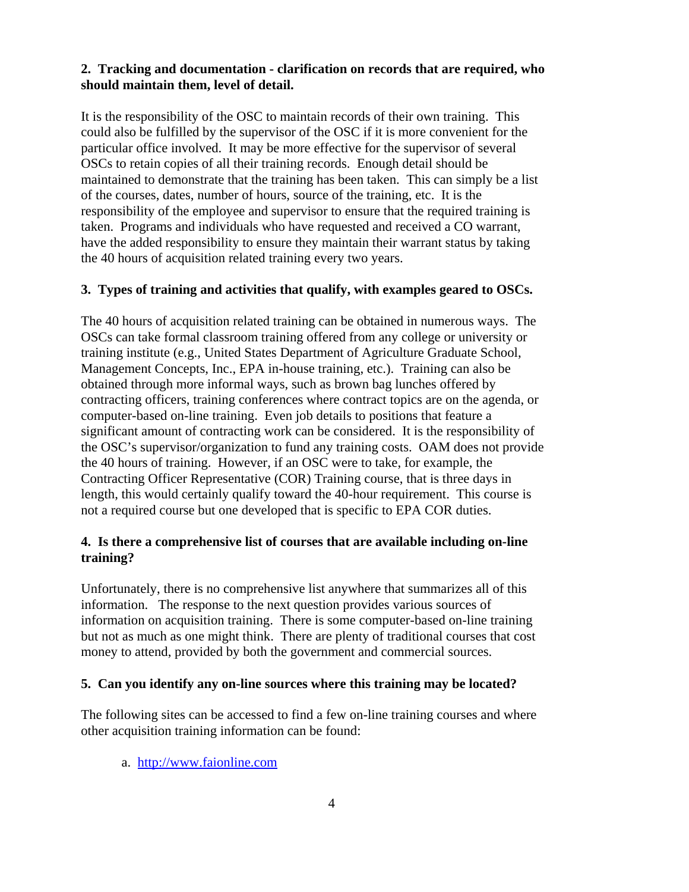**2. Tracking and documentation - clarification on records that are required, who should maintain them, level of detail.**

It is the responsibility of the OSC to maintain records of their own training. This could also be fulfilled by the supervisor of the OSC if it is more convenient for the particular office involved. It may be more effective for the supervisor of several OSCs to retain copies of all their training records. Enough detail should be maintained to demonstrate that the training has been taken. This can simply be a list of the courses, dates, number of hours, source of the training, etc. It is the responsibility of the employee and supervisor to ensure that the required training is taken. Programs and individuals who have requested and received a CO warrant, have the added responsibility to ensure they maintain their warrant status by taking the 40 hours of acquisition related training every two years.

**3. Types of training and activities that qualify, with examples geared to OSCs.**

The 40 hours of acquisition related training can be obtained in numerous ways. The OSCs can take formal classroom training offered from any college or university or training institute (e.g., United States Department of Agriculture Graduate School, Management Concepts, Inc., EPA in-house training, etc.). Training can also be obtained through more informal ways, such as brown bag lunches offered by contracting officers, training conferences where contract topics are on the agenda, or computer-based on-line training. Even job details to positions that feature a significant amount of contracting work can be considered. It is the responsibility of the OSC's supervisor/organization to fund any training costs. OAM does not provide the 40 hours of training. However, if an OSC were to take, for example, the Contracting Officer Representative (COR) Training course, that is three days in length, this would certainly qualify toward the 40-hour requirement. This course is not a required course but one developed that is specific to EPA COR duties.

**4. Is there a comprehensive list of courses that are available including on-line training?**

Unfortunately, there is no comprehensive list anywhere that summarizes all of this information. The response to the next question provides various sources of information on acquisition training. There is some computer-based on-line training but not as much as one might think. There are plenty of traditional courses that cost money to attend, provided by both the government and commercial sources.

**5. Can you identify any on-line sources where this training may be located?**

The following sites can be accessed to find a few on-line training courses and where other acquisition training information can be found:

a. http://www.faionline.com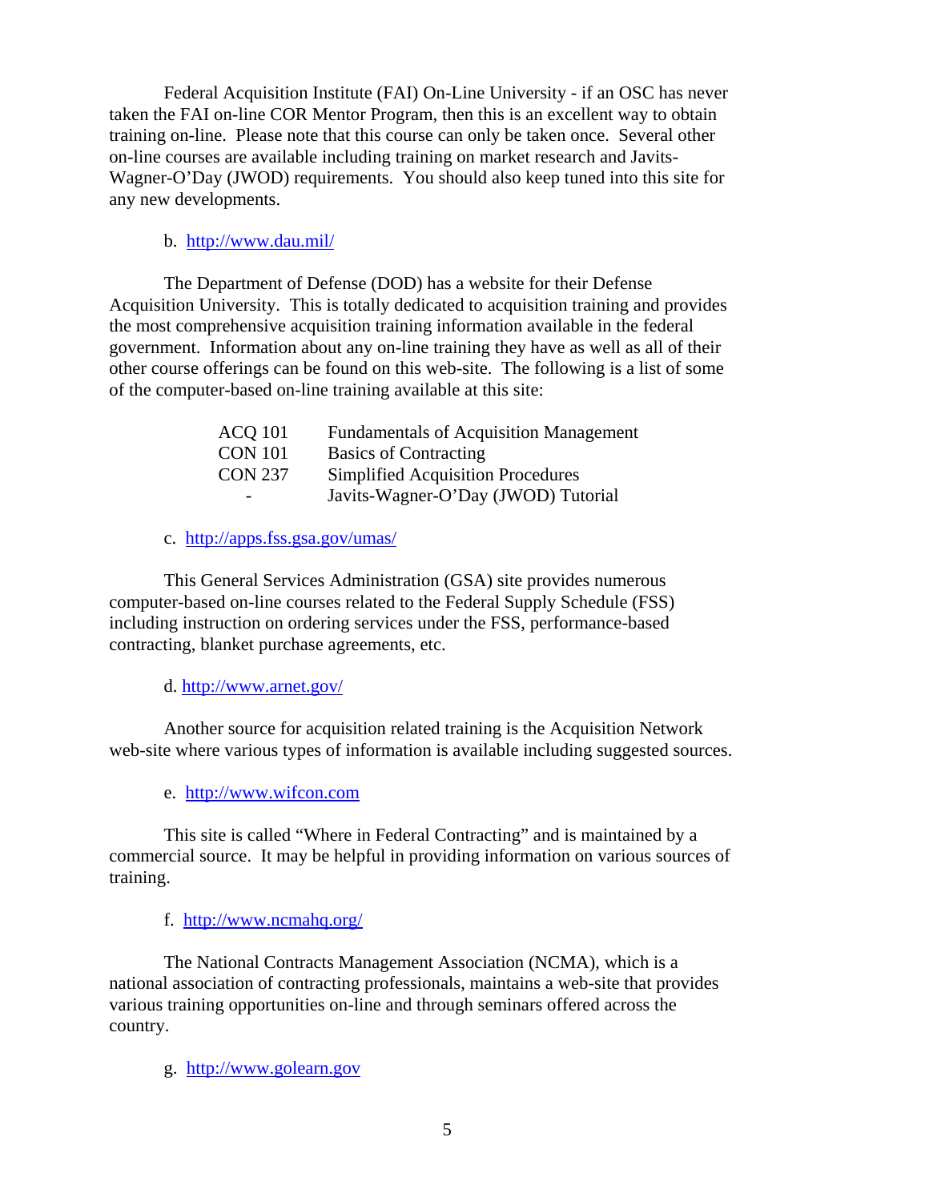Federal Acquisition Institute (FAI) On-Line University - if an OSC has never taken the FAI on-line COR Mentor Program, then this is an excellent way to obtain training on-line. Please note that this course can only be taken once. Several other on-line courses are available including training on market research and Javits-Wagner-O'Day (JWOD) requirements. You should also keep tuned into this site for any new developments.

b. http://www.dau.mil/

The Department of Defense (DOD) has a website for their Defense Acquisition University. This is totally dedicated to acquisition training and provides the most comprehensive acquisition training information available in the federal government. Information about any on-line training they have as well as all of their other course offerings can be found on this web-site. The following is a list of some of the computer-based on-line training available at this site:

| | |
|---|---|
| ACQ 101 | Fundamentals of Acquisition Management |
| CON 101 | Basics of Contracting |
| CON 237 | Simplified Acquisition Procedures |
| - | Javits-Wagner-O'Day (JWOD) Tutorial |

c. http://apps.fss.gsa.gov/umas/

This General Services Administration (GSA) site provides numerous computer-based on-line courses related to the Federal Supply Schedule (FSS) including instruction on ordering services under the FSS, performance-based contracting, blanket purchase agreements, etc.

d. http://www.arnet.gov/

Another source for acquisition related training is the Acquisition Network web-site where various types of information is available including suggested sources.

e. http://www.wifcon.com

This site is called "Where in Federal Contracting" and is maintained by a commercial source. It may be helpful in providing information on various sources of training.

f. http://www.ncmahq.org/

The National Contracts Management Association (NCMA), which is a national association of contracting professionals, maintains a web-site that provides various training opportunities on-line and through seminars offered across the country.

g. http://www.golearn.gov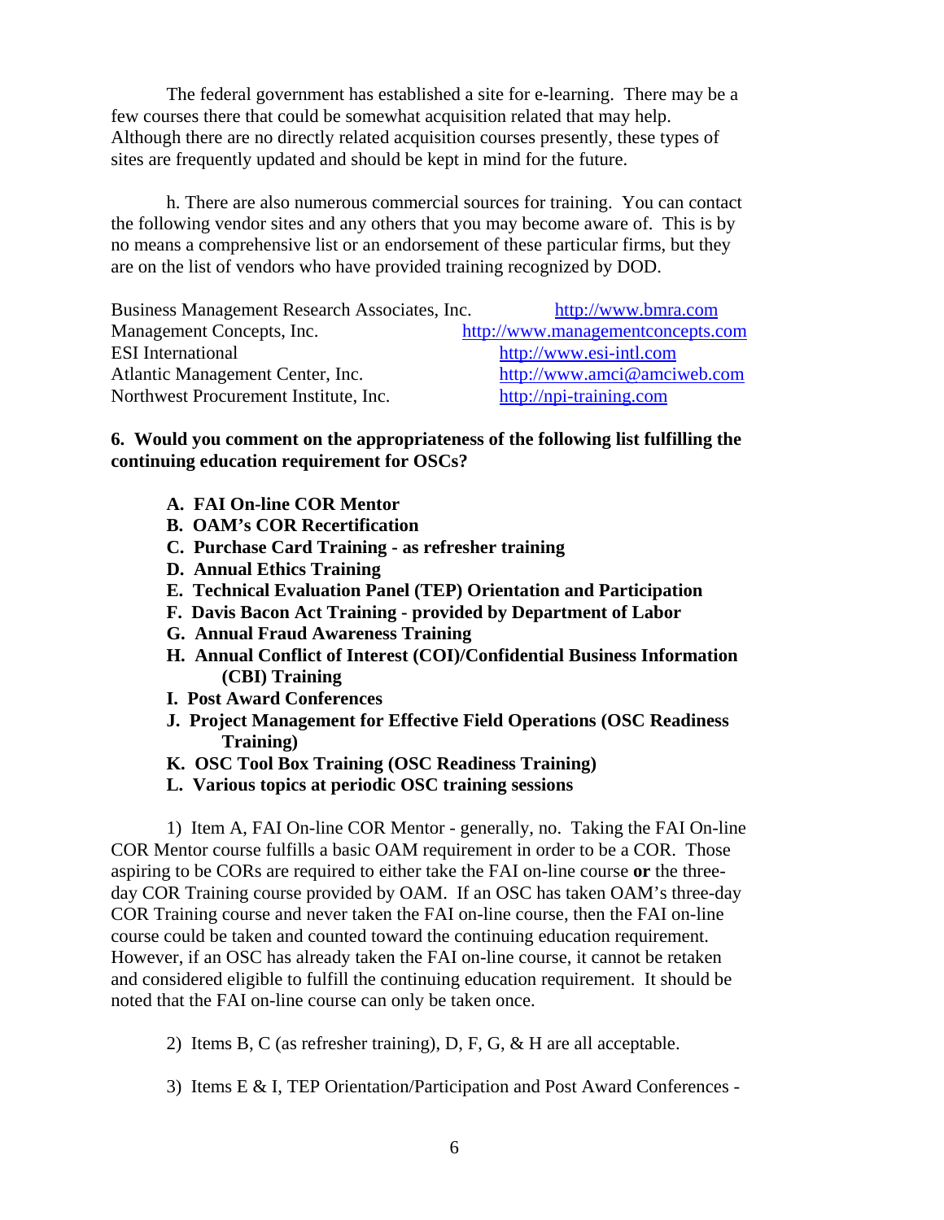The federal government has established a site for e-learning. There may be a few courses there that could be somewhat acquisition related that may help. Although there are no directly related acquisition courses presently, these types of sites are frequently updated and should be kept in mind for the future.

h. There are also numerous commercial sources for training. You can contact the following vendor sites and any others that you may become aware of. This is by no means a comprehensive list or an endorsement of these particular firms, but they are on the list of vendors who have provided training recognized by DOD.

| | |
|---|---|
| Business Management Research Associates, Inc. | http://www.bmra.com |
| Management Concepts, Inc. | http://www.managementconcepts.com |
| ESI International | http://www.esi-intl.com |
| Atlantic Management Center, Inc. | http://www.amci@amciweb.com |
| Northwest Procurement Institute, Inc. | http://npi-training.com |

**6. Would you comment on the appropriateness of the following list fulfilling the continuing education requirement for OSCs?**

- **A. FAI On-line COR Mentor**
- **B. OAM's COR Recertification**
- **C. Purchase Card Training - as refresher training**
- **D. Annual Ethics Training**
- **E. Technical Evaluation Panel (TEP) Orientation and Participation**
- **F. Davis Bacon Act Training - provided by Department of Labor**
- **G. Annual Fraud Awareness Training**
- **H. Annual Conflict of Interest (COI)/Confidential Business Information (CBI) Training**
- **I. Post Award Conferences**
- **J. Project Management for Effective Field Operations (OSC Readiness Training)**
- **K. OSC Tool Box Training (OSC Readiness Training)**
- **L. Various topics at periodic OSC training sessions**

1) Item A, FAI On-line COR Mentor - generally, no. Taking the FAI On-line COR Mentor course fulfills a basic OAM requirement in order to be a COR. Those aspiring to be CORs are required to either take the FAI on-line course **or** the three-day COR Training course provided by OAM. If an OSC has taken OAM's three-day COR Training course and never taken the FAI on-line course, then the FAI on-line course could be taken and counted toward the continuing education requirement. However, if an OSC has already taken the FAI on-line course, it cannot be retaken and considered eligible to fulfill the continuing education requirement. It should be noted that the FAI on-line course can only be taken once.

2) Items B, C (as refresher training), D, F, G, & H are all acceptable.

3) Items E & I, TEP Orientation/Participation and Post Award Conferences -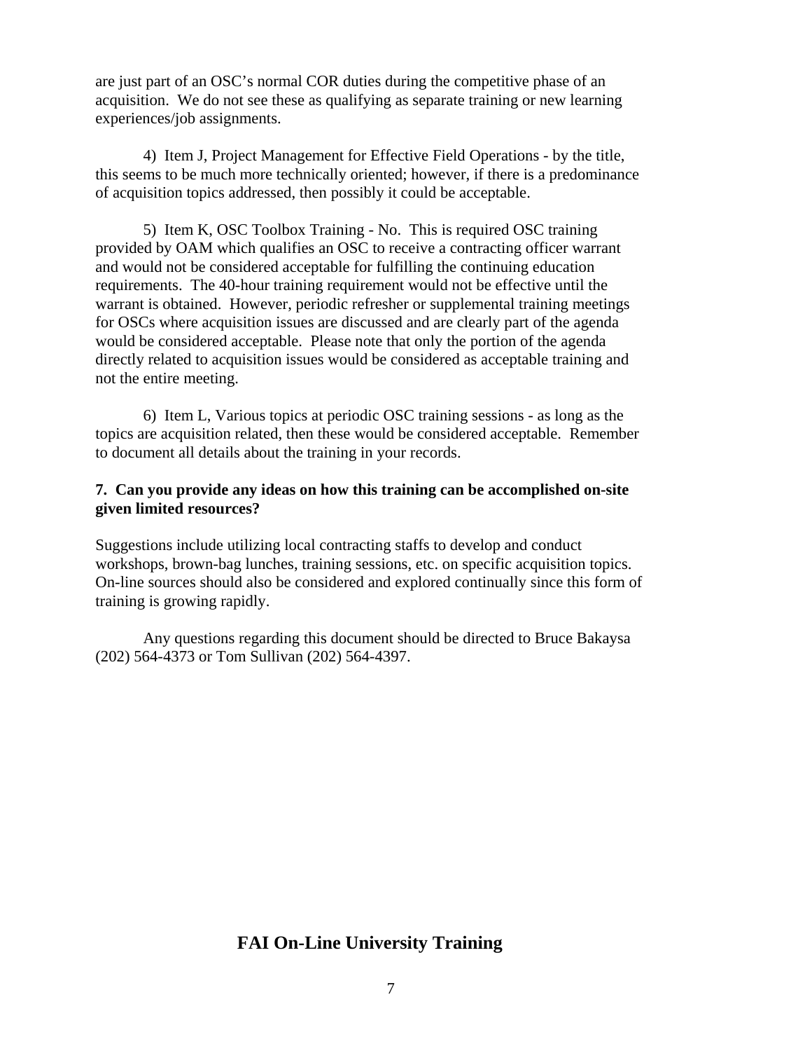are just part of an OSC's normal COR duties during the competitive phase of an acquisition. We do not see these as qualifying as separate training or new learning experiences/job assignments.

4) Item J, Project Management for Effective Field Operations - by the title, this seems to be much more technically oriented; however, if there is a predominance of acquisition topics addressed, then possibly it could be acceptable.

5) Item K, OSC Toolbox Training - No. This is required OSC training provided by OAM which qualifies an OSC to receive a contracting officer warrant and would not be considered acceptable for fulfilling the continuing education requirements. The 40-hour training requirement would not be effective until the warrant is obtained. However, periodic refresher or supplemental training meetings for OSCs where acquisition issues are discussed and are clearly part of the agenda would be considered acceptable. Please note that only the portion of the agenda directly related to acquisition issues would be considered as acceptable training and not the entire meeting.

6) Item L, Various topics at periodic OSC training sessions - as long as the topics are acquisition related, then these would be considered acceptable. Remember to document all details about the training in your records.

**7. Can you provide any ideas on how this training can be accomplished on-site given limited resources?**

Suggestions include utilizing local contracting staffs to develop and conduct workshops, brown-bag lunches, training sessions, etc. on specific acquisition topics. On-line sources should also be considered and explored continually since this form of training is growing rapidly.

Any questions regarding this document should be directed to Bruce Bakaysa (202) 564-4373 or Tom Sullivan (202) 564-4397.

## FAI On-Line University Training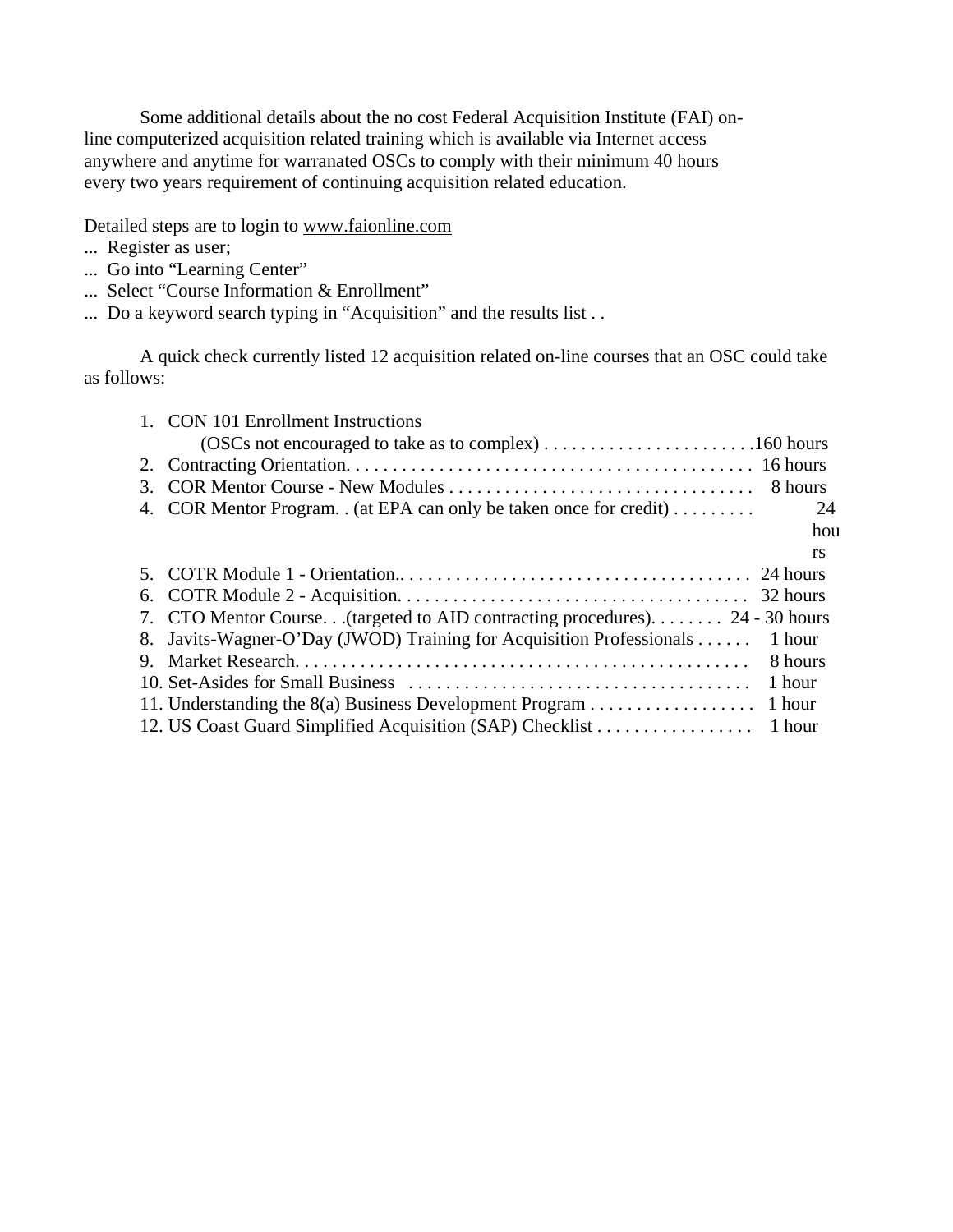Some additional details about the no cost Federal Acquisition Institute (FAI) on-line computerized acquisition related training which is available via Internet access anywhere and anytime for warranated OSCs to comply with their minimum 40 hours every two years requirement of continuing acquisition related education.

Detailed steps are to login to www.faionline.com

... Register as user;
... Go into "Learning Center"
... Select "Course Information & Enrollment"
... Do a keyword search typing in "Acquisition" and the results list . .

A quick check currently listed 12 acquisition related on-line courses that an OSC could take as follows:

1. CON 101 Enrollment Instructions
   (OSCs not encouraged to take as to complex) . . . . . . . . . . . . . . . . . . . . . . . .160 hours
2. Contracting Orientation. . . . . . . . . . . . . . . . . . . . . . . . . . . . . . . . . . . . . . . . . . . 16 hours
3. COR Mentor Course - New Modules . . . . . . . . . . . . . . . . . . . . . . . . . . . . . . . . . 8 hours
4. COR Mentor Program. . (at EPA can only be taken once for credit) . . . . . . . . . 24 hours
5. COTR Module 1 - Orientation.. . . . . . . . . . . . . . . . . . . . . . . . . . . . . . . . . . . . . . 24 hours
6. COTR Module 2 - Acquisition. . . . . . . . . . . . . . . . . . . . . . . . . . . . . . . . . . . . . . 32 hours
7. CTO Mentor Course. . .(targeted to AID contracting procedures). . . . . . . . 24 - 30 hours
8. Javits-Wagner-O'Day (JWOD) Training for Acquisition Professionals . . . . . . 1 hour
9. Market Research. . . . . . . . . . . . . . . . . . . . . . . . . . . . . . . . . . . . . . . . . . . . . . . . . 8 hours
10. Set-Asides for Small Business . . . . . . . . . . . . . . . . . . . . . . . . . . . . . . . . . . . . . 1 hour
11. Understanding the 8(a) Business Development Program . . . . . . . . . . . . . . . . . . 1 hour
12. US Coast Guard Simplified Acquisition (SAP) Checklist . . . . . . . . . . . . . . . . . 1 hour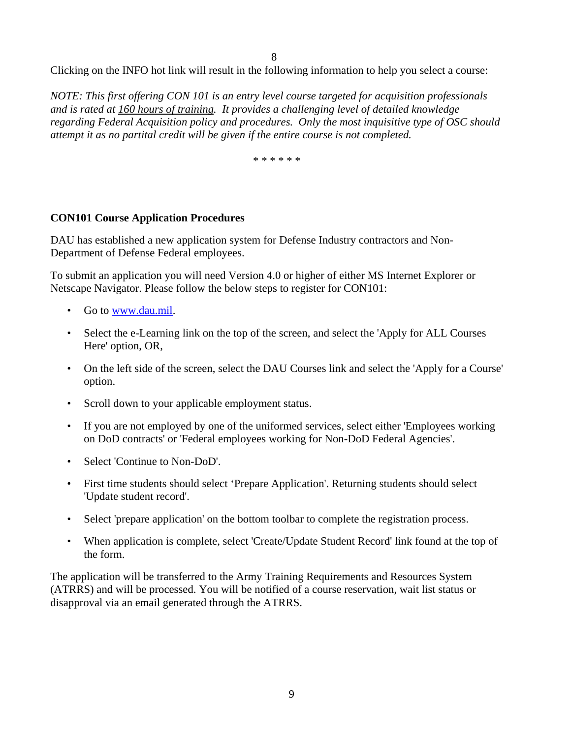Clicking on the INFO hot link will result in the following information to help you select a course:

*NOTE: This first offering CON 101 is an entry level course targeted for acquisition professionals and is rated at 160 hours of training. It provides a challenging level of detailed knowledge regarding Federal Acquisition policy and procedures. Only the most inquisitive type of OSC should attempt it as no partital credit will be given if the entire course is not completed.*

\* \* \* \* \* \*

**CON101 Course Application Procedures**

DAU has established a new application system for Defense Industry contractors and Non-Department of Defense Federal employees.

To submit an application you will need Version 4.0 or higher of either MS Internet Explorer or Netscape Navigator. Please follow the below steps to register for CON101:

- Go to [www.dau.mil](http://www.dau.mil).
- Select the e-Learning link on the top of the screen, and select the 'Apply for ALL Courses Here' option, OR,
- On the left side of the screen, select the DAU Courses link and select the 'Apply for a Course' option.
- Scroll down to your applicable employment status.
- If you are not employed by one of the uniformed services, select either 'Employees working on DoD contracts' or 'Federal employees working for Non-DoD Federal Agencies'.
- Select 'Continue to Non-DoD'.
- First time students should select 'Prepare Application'. Returning students should select 'Update student record'.
- Select 'prepare application' on the bottom toolbar to complete the registration process.
- When application is complete, select 'Create/Update Student Record' link found at the top of the form.

The application will be transferred to the Army Training Requirements and Resources System (ATRRS) and will be processed. You will be notified of a course reservation, wait list status or disapproval via an email generated through the ATRRS.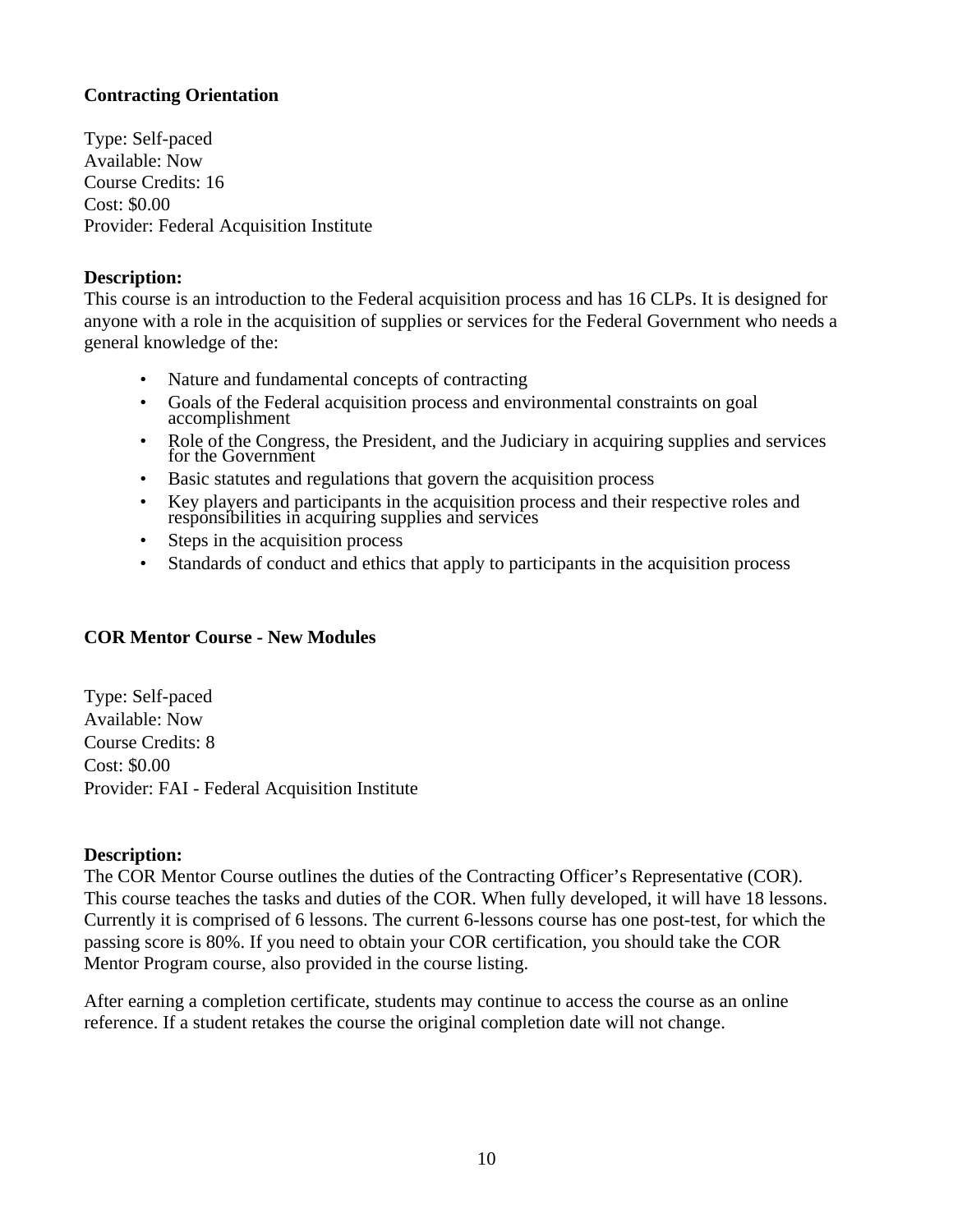**Contracting Orientation**

Type: Self-paced
Available: Now
Course Credits: 16
Cost: $0.00
Provider: Federal Acquisition Institute

**Description:**
This course is an introduction to the Federal acquisition process and has 16 CLPs. It is designed for anyone with a role in the acquisition of supplies or services for the Federal Government who needs a general knowledge of the:

- Nature and fundamental concepts of contracting
- Goals of the Federal acquisition process and environmental constraints on goal accomplishment
- Role of the Congress, the President, and the Judiciary in acquiring supplies and services for the Government
- Basic statutes and regulations that govern the acquisition process
- Key players and participants in the acquisition process and their respective roles and responsibilities in acquiring supplies and services
- Steps in the acquisition process
- Standards of conduct and ethics that apply to participants in the acquisition process

**COR Mentor Course - New Modules**

Type: Self-paced
Available: Now
Course Credits: 8
Cost: $0.00
Provider: FAI - Federal Acquisition Institute

**Description:**
The COR Mentor Course outlines the duties of the Contracting Officer's Representative (COR). This course teaches the tasks and duties of the COR. When fully developed, it will have 18 lessons. Currently it is comprised of 6 lessons. The current 6-lessons course has one post-test, for which the passing score is 80%. If you need to obtain your COR certification, you should take the COR Mentor Program course, also provided in the course listing.

After earning a completion certificate, students may continue to access the course as an online reference. If a student retakes the course the original completion date will not change.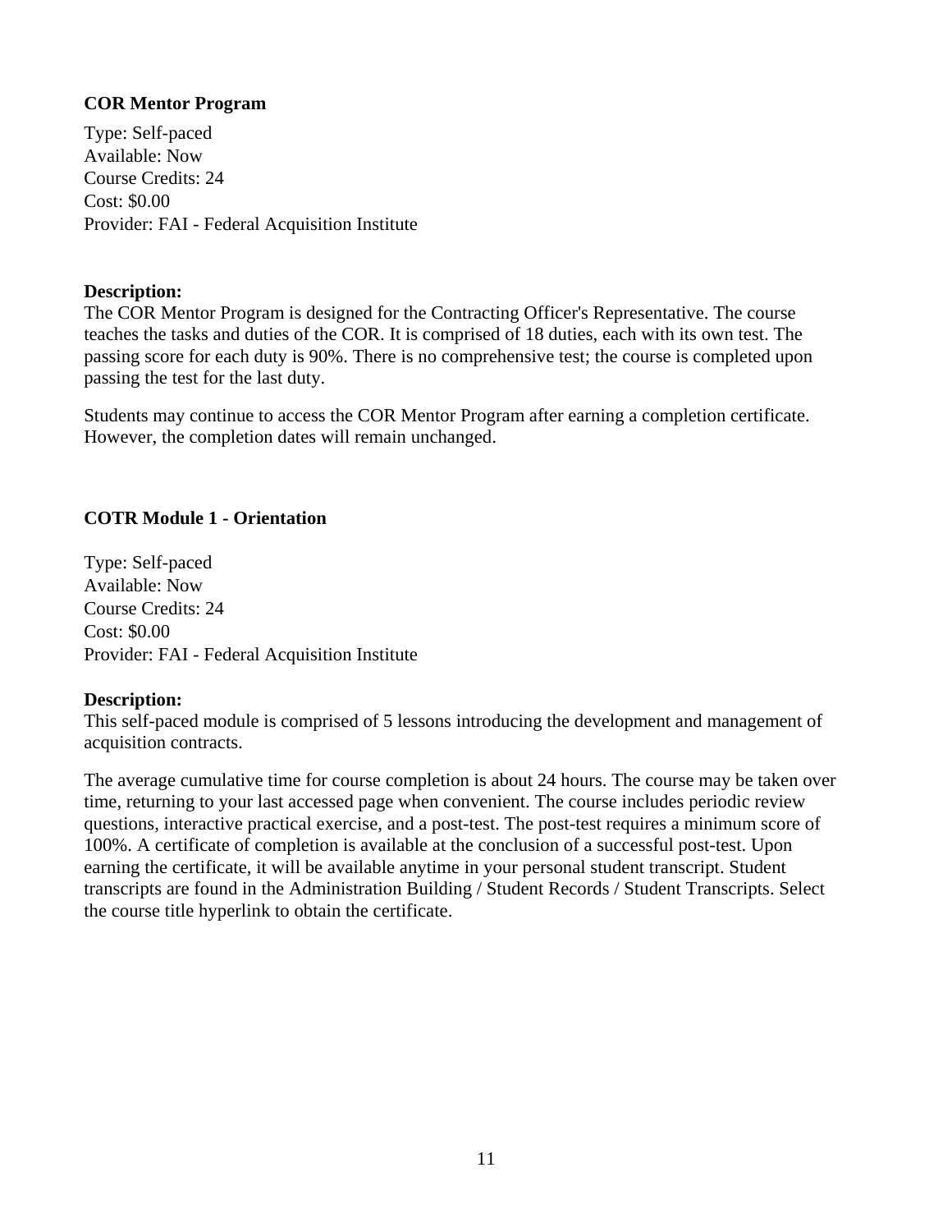### COR Mentor Program

Type: Self-paced
Available: Now
Course Credits: 24
Cost: $0.00
Provider: FAI - Federal Acquisition Institute

**Description:**
The COR Mentor Program is designed for the Contracting Officer's Representative. The course teaches the tasks and duties of the COR. It is comprised of 18 duties, each with its own test. The passing score for each duty is 90%. There is no comprehensive test; the course is completed upon passing the test for the last duty.

Students may continue to access the COR Mentor Program after earning a completion certificate. However, the completion dates will remain unchanged.

### COTR Module 1 - Orientation

Type: Self-paced
Available: Now
Course Credits: 24
Cost: $0.00
Provider: FAI - Federal Acquisition Institute

**Description:**
This self-paced module is comprised of 5 lessons introducing the development and management of acquisition contracts.

The average cumulative time for course completion is about 24 hours. The course may be taken over time, returning to your last accessed page when convenient. The course includes periodic review questions, interactive practical exercise, and a post-test. The post-test requires a minimum score of 100%. A certificate of completion is available at the conclusion of a successful post-test. Upon earning the certificate, it will be available anytime in your personal student transcript. Student transcripts are found in the Administration Building / Student Records / Student Transcripts. Select the course title hyperlink to obtain the certificate.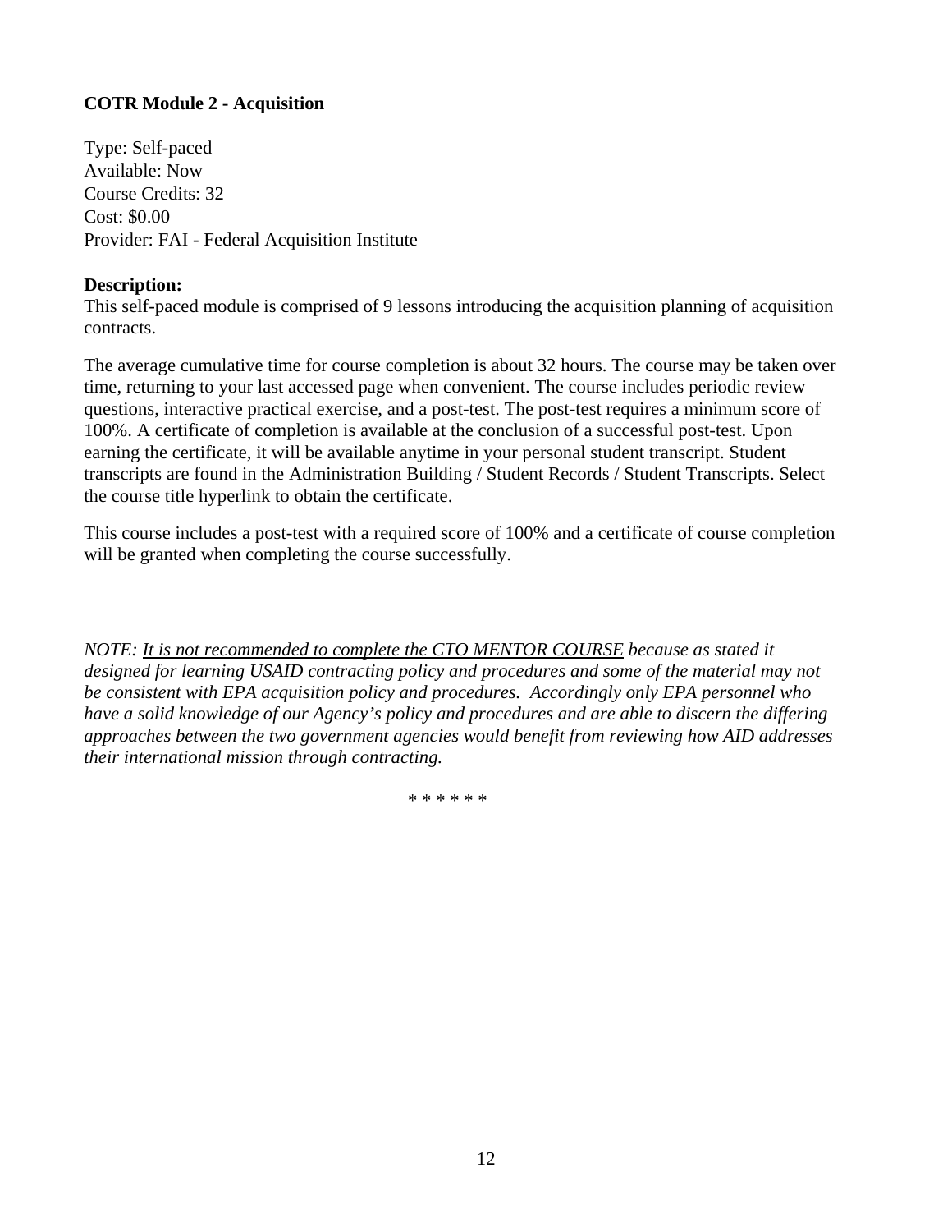**COTR Module 2 - Acquisition**

Type: Self-paced
Available: Now
Course Credits: 32
Cost: $0.00
Provider: FAI - Federal Acquisition Institute

**Description:**
This self-paced module is comprised of 9 lessons introducing the acquisition planning of acquisition contracts.

The average cumulative time for course completion is about 32 hours. The course may be taken over time, returning to your last accessed page when convenient. The course includes periodic review questions, interactive practical exercise, and a post-test. The post-test requires a minimum score of 100%. A certificate of completion is available at the conclusion of a successful post-test. Upon earning the certificate, it will be available anytime in your personal student transcript. Student transcripts are found in the Administration Building / Student Records / Student Transcripts. Select the course title hyperlink to obtain the certificate.

This course includes a post-test with a required score of 100% and a certificate of course completion will be granted when completing the course successfully.

*NOTE: <u>It is not recommended to complete the CTO MENTOR COURSE</u> because as stated it designed for learning USAID contracting policy and procedures and some of the material may not be consistent with EPA acquisition policy and procedures. Accordingly only EPA personnel who have a solid knowledge of our Agency's policy and procedures and are able to discern the differing approaches between the two government agencies would benefit from reviewing how AID addresses their international mission through contracting.*

* * * * * *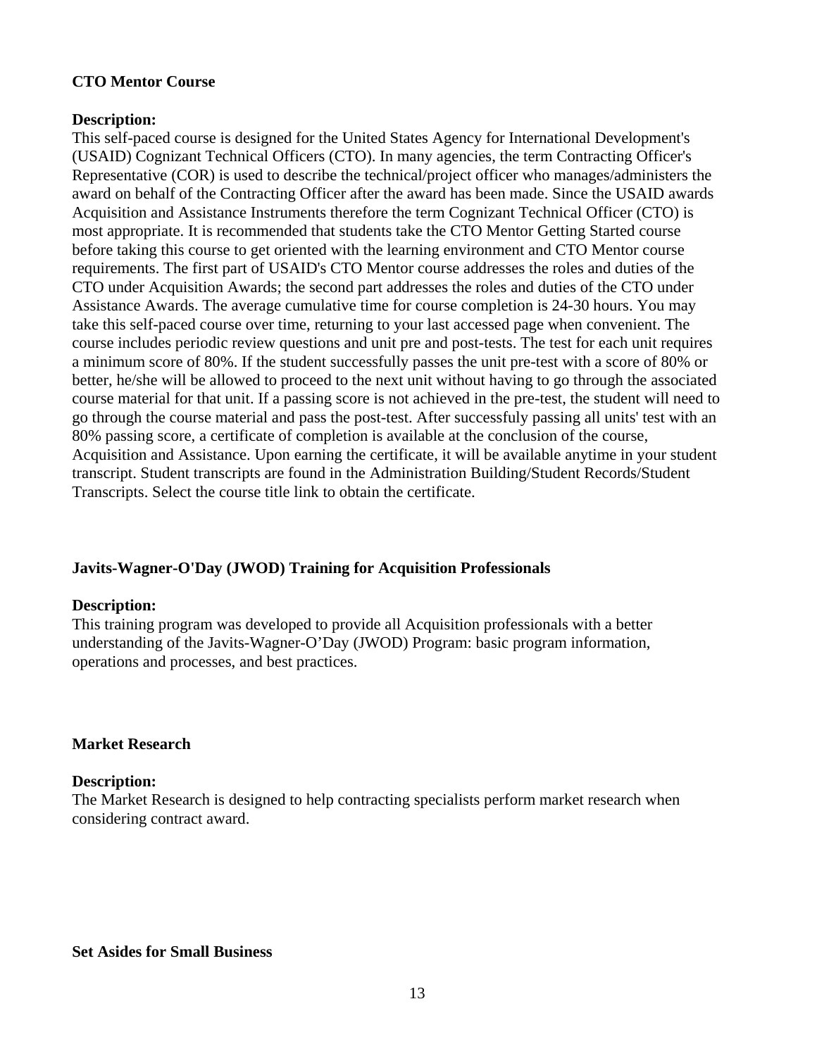**CTO Mentor Course**

**Description:**
This self-paced course is designed for the United States Agency for International Development's (USAID) Cognizant Technical Officers (CTO). In many agencies, the term Contracting Officer's Representative (COR) is used to describe the technical/project officer who manages/administers the award on behalf of the Contracting Officer after the award has been made. Since the USAID awards Acquisition and Assistance Instruments therefore the term Cognizant Technical Officer (CTO) is most appropriate. It is recommended that students take the CTO Mentor Getting Started course before taking this course to get oriented with the learning environment and CTO Mentor course requirements. The first part of USAID's CTO Mentor course addresses the roles and duties of the CTO under Acquisition Awards; the second part addresses the roles and duties of the CTO under Assistance Awards. The average cumulative time for course completion is 24-30 hours. You may take this self-paced course over time, returning to your last accessed page when convenient. The course includes periodic review questions and unit pre and post-tests. The test for each unit requires a minimum score of 80%. If the student successfully passes the unit pre-test with a score of 80% or better, he/she will be allowed to proceed to the next unit without having to go through the associated course material for that unit. If a passing score is not achieved in the pre-test, the student will need to go through the course material and pass the post-test. After successfuly passing all units' test with an 80% passing score, a certificate of completion is available at the conclusion of the course, Acquisition and Assistance. Upon earning the certificate, it will be available anytime in your student transcript. Student transcripts are found in the Administration Building/Student Records/Student Transcripts. Select the course title link to obtain the certificate.

**Javits-Wagner-O'Day (JWOD) Training for Acquisition Professionals**

**Description:**
This training program was developed to provide all Acquisition professionals with a better understanding of the Javits-Wagner-O'Day (JWOD) Program: basic program information, operations and processes, and best practices.

**Market Research**

**Description:**
The Market Research is designed to help contracting specialists perform market research when considering contract award.

**Set Asides for Small Business**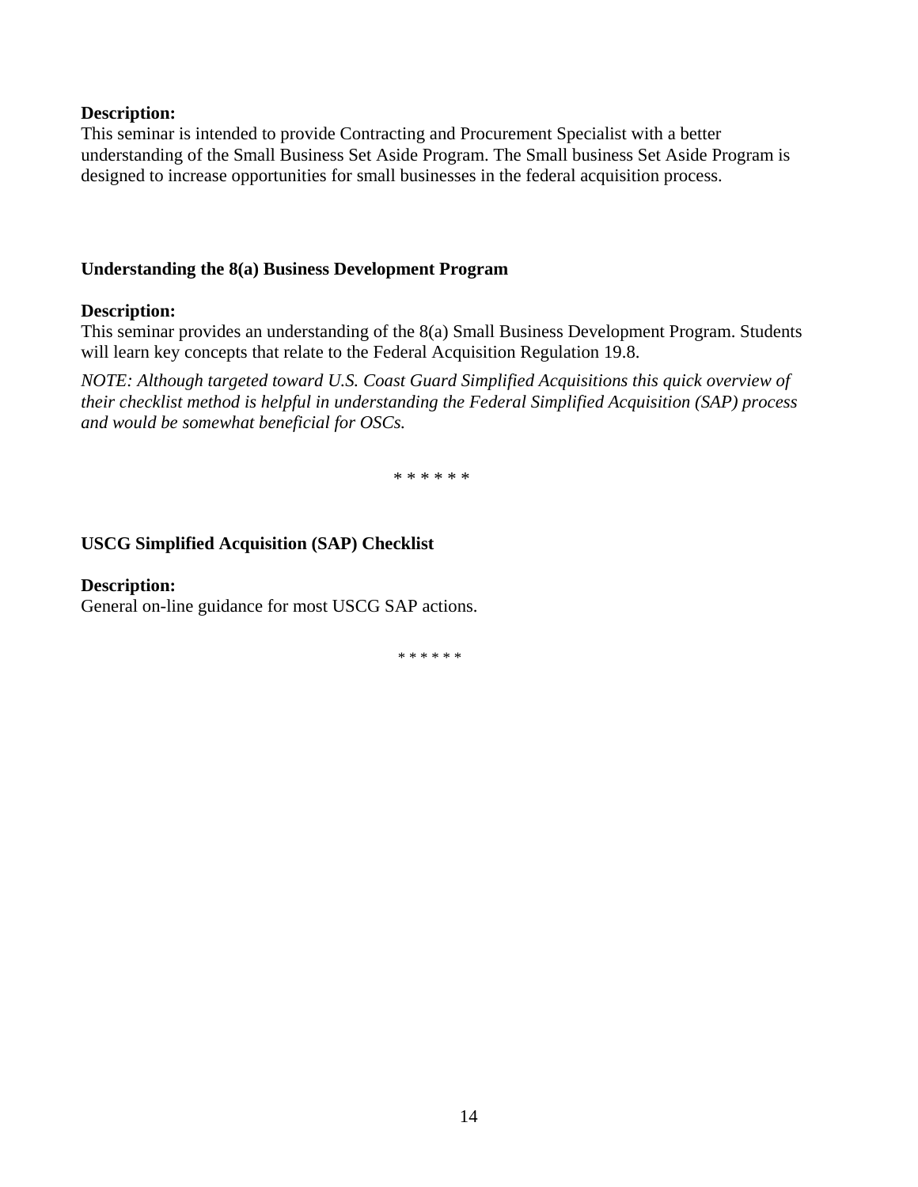**Description:**
This seminar is intended to provide Contracting and Procurement Specialist with a better understanding of the Small Business Set Aside Program. The Small business Set Aside Program is designed to increase opportunities for small businesses in the federal acquisition process.

### Understanding the 8(a) Business Development Program

**Description:**
This seminar provides an understanding of the 8(a) Small Business Development Program. Students will learn key concepts that relate to the Federal Acquisition Regulation 19.8.

*NOTE: Although targeted toward U.S. Coast Guard Simplified Acquisitions this quick overview of their checklist method is helpful in understanding the Federal Simplified Acquisition (SAP) process and would be somewhat beneficial for OSCs.*

* * * * * *

### USCG Simplified Acquisition (SAP) Checklist

**Description:**
General on-line guidance for most USCG SAP actions.

* * * * * *